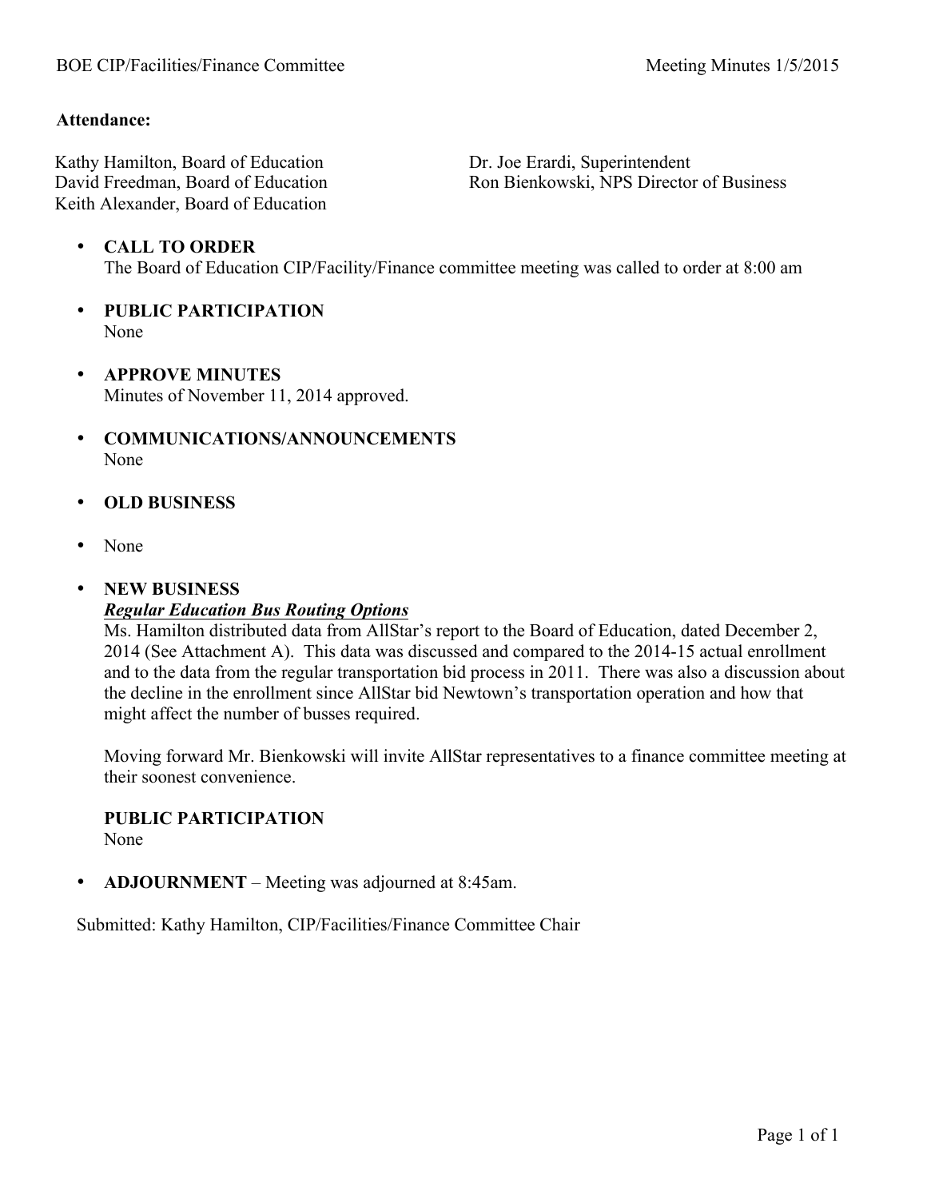BOE CIP/Facilities/Finance Committee Meeting Minutes 1/5/2015

**Attendance:**

Kathy Hamilton, Board of Education
David Freedman, Board of Education
Keith Alexander, Board of Education
Dr. Joe Erardi, Superintendent
Ron Bienkowski, NPS Director of Business

- **CALL TO ORDER**
  The Board of Education CIP/Facility/Finance committee meeting was called to order at 8:00 am

- **PUBLIC PARTICIPATION**
  None

- **APPROVE MINUTES**
  Minutes of November 11, 2014 approved.

- **COMMUNICATIONS/ANNOUNCEMENTS**
  None

- **OLD BUSINESS**

- None

- **NEW BUSINESS**
  ***Regular Education Bus Routing Options***
  Ms. Hamilton distributed data from AllStar's report to the Board of Education, dated December 2, 2014 (See Attachment A). This data was discussed and compared to the 2014-15 actual enrollment and to the data from the regular transportation bid process in 2011. There was also a discussion about the decline in the enrollment since AllStar bid Newtown's transportation operation and how that might affect the number of busses required.

  Moving forward Mr. Bienkowski will invite AllStar representatives to a finance committee meeting at their soonest convenience.

  **PUBLIC PARTICIPATION**
  None

- **ADJOURNMENT** – Meeting was adjourned at 8:45am.

Submitted: Kathy Hamilton, CIP/Facilities/Finance Committee Chair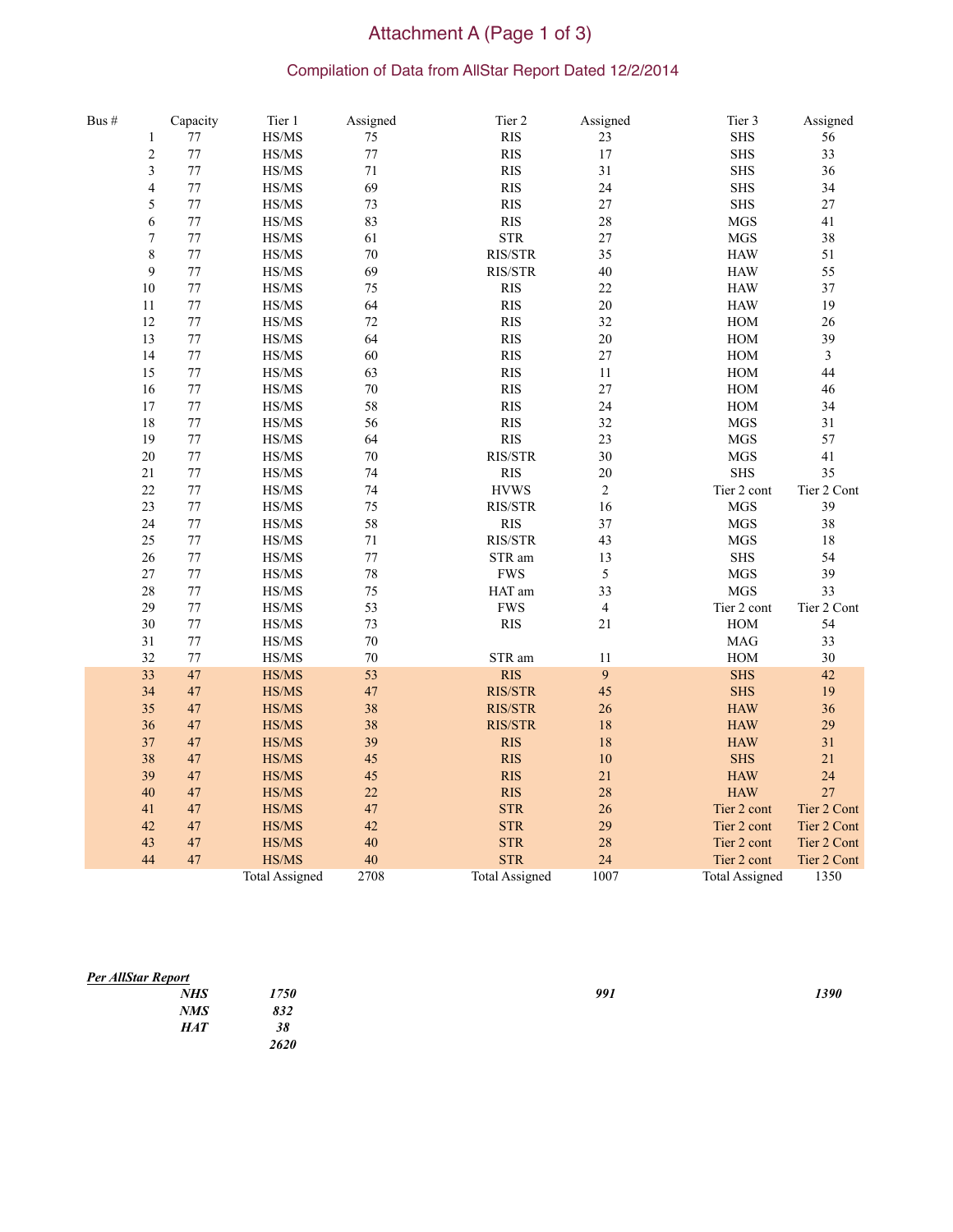# Attachment A (Page 1 of 3)

## Compilation of Data from AllStar Report Dated 12/2/2014

| Bus # | Capacity | Tier 1 | Assigned | Tier 2 | Assigned | Tier 3 | Assigned |
|---|---|---|---|---|---|---|---|
| 1 | 77 | HS/MS | 75 | RIS | 23 | SHS | 56 |
| 2 | 77 | HS/MS | 77 | RIS | 17 | SHS | 33 |
| 3 | 77 | HS/MS | 71 | RIS | 31 | SHS | 36 |
| 4 | 77 | HS/MS | 69 | RIS | 24 | SHS | 34 |
| 5 | 77 | HS/MS | 73 | RIS | 27 | SHS | 27 |
| 6 | 77 | HS/MS | 83 | RIS | 28 | MGS | 41 |
| 7 | 77 | HS/MS | 61 | STR | 27 | MGS | 38 |
| 8 | 77 | HS/MS | 70 | RIS/STR | 35 | HAW | 51 |
| 9 | 77 | HS/MS | 69 | RIS/STR | 40 | HAW | 55 |
| 10 | 77 | HS/MS | 75 | RIS | 22 | HAW | 37 |
| 11 | 77 | HS/MS | 64 | RIS | 20 | HAW | 19 |
| 12 | 77 | HS/MS | 72 | RIS | 32 | HOM | 26 |
| 13 | 77 | HS/MS | 64 | RIS | 20 | HOM | 39 |
| 14 | 77 | HS/MS | 60 | RIS | 27 | HOM | 3 |
| 15 | 77 | HS/MS | 63 | RIS | 11 | HOM | 44 |
| 16 | 77 | HS/MS | 70 | RIS | 27 | HOM | 46 |
| 17 | 77 | HS/MS | 58 | RIS | 24 | HOM | 34 |
| 18 | 77 | HS/MS | 56 | RIS | 32 | MGS | 31 |
| 19 | 77 | HS/MS | 64 | RIS | 23 | MGS | 57 |
| 20 | 77 | HS/MS | 70 | RIS/STR | 30 | MGS | 41 |
| 21 | 77 | HS/MS | 74 | RIS | 20 | SHS | 35 |
| 22 | 77 | HS/MS | 74 | HVWS | 2 | Tier 2 cont | Tier 2 Cont |
| 23 | 77 | HS/MS | 75 | RIS/STR | 16 | MGS | 39 |
| 24 | 77 | HS/MS | 58 | RIS | 37 | MGS | 38 |
| 25 | 77 | HS/MS | 71 | RIS/STR | 43 | MGS | 18 |
| 26 | 77 | HS/MS | 77 | STR am | 13 | SHS | 54 |
| 27 | 77 | HS/MS | 78 | FWS | 5 | MGS | 39 |
| 28 | 77 | HS/MS | 75 | HAT am | 33 | MGS | 33 |
| 29 | 77 | HS/MS | 53 | FWS | 4 | Tier 2 cont | Tier 2 Cont |
| 30 | 77 | HS/MS | 73 | RIS | 21 | HOM | 54 |
| 31 | 77 | HS/MS | 70 | | | MAG | 33 |
| 32 | 77 | HS/MS | 70 | STR am | 11 | HOM | 30 |
| 33 | 47 | HS/MS | 53 | RIS | 9 | SHS | 42 |
| 34 | 47 | HS/MS | 47 | RIS/STR | 45 | SHS | 19 |
| 35 | 47 | HS/MS | 38 | RIS/STR | 26 | HAW | 36 |
| 36 | 47 | HS/MS | 38 | RIS/STR | 18 | HAW | 29 |
| 37 | 47 | HS/MS | 39 | RIS | 18 | HAW | 31 |
| 38 | 47 | HS/MS | 45 | RIS | 10 | SHS | 21 |
| 39 | 47 | HS/MS | 45 | RIS | 21 | HAW | 24 |
| 40 | 47 | HS/MS | 22 | RIS | 28 | HAW | 27 |
| 41 | 47 | HS/MS | 47 | STR | 26 | Tier 2 cont | Tier 2 Cont |
| 42 | 47 | HS/MS | 42 | STR | 29 | Tier 2 cont | Tier 2 Cont |
| 43 | 47 | HS/MS | 40 | STR | 28 | Tier 2 cont | Tier 2 Cont |
| 44 | 47 | HS/MS | 40 | STR | 24 | Tier 2 cont | Tier 2 Cont |
| | | Total Assigned | 2708 | Total Assigned | 1007 | Total Assigned | 1350 |

***Per AllStar Report***

| | | | |
|---|---|---|---|
| ***NHS*** | ***1750*** | ***991*** | ***1390*** |
| ***NMS*** | ***832*** | | |
| ***HAT*** | ***38*** | | |
| | ***2620*** | | |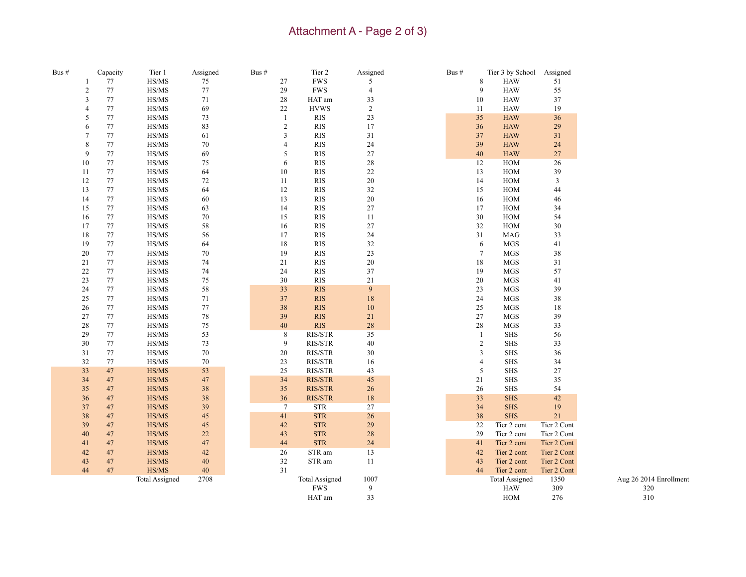# Attachment A - Page 2 of 3)

| Bus # | Capacity | Tier 1 | Assigned |
|---|---|---|---|
| 1 | 77 | HS/MS | 75 |
| 2 | 77 | HS/MS | 77 |
| 3 | 77 | HS/MS | 71 |
| 4 | 77 | HS/MS | 69 |
| 5 | 77 | HS/MS | 73 |
| 6 | 77 | HS/MS | 83 |
| 7 | 77 | HS/MS | 61 |
| 8 | 77 | HS/MS | 70 |
| 9 | 77 | HS/MS | 69 |
| 10 | 77 | HS/MS | 75 |
| 11 | 77 | HS/MS | 64 |
| 12 | 77 | HS/MS | 72 |
| 13 | 77 | HS/MS | 64 |
| 14 | 77 | HS/MS | 60 |
| 15 | 77 | HS/MS | 63 |
| 16 | 77 | HS/MS | 70 |
| 17 | 77 | HS/MS | 58 |
| 18 | 77 | HS/MS | 56 |
| 19 | 77 | HS/MS | 64 |
| 20 | 77 | HS/MS | 70 |
| 21 | 77 | HS/MS | 74 |
| 22 | 77 | HS/MS | 74 |
| 23 | 77 | HS/MS | 75 |
| 24 | 77 | HS/MS | 58 |
| 25 | 77 | HS/MS | 71 |
| 26 | 77 | HS/MS | 77 |
| 27 | 77 | HS/MS | 78 |
| 28 | 77 | HS/MS | 75 |
| 29 | 77 | HS/MS | 53 |
| 30 | 77 | HS/MS | 73 |
| 31 | 77 | HS/MS | 70 |
| 32 | 77 | HS/MS | 70 |
| 33 | 47 | HS/MS | 53 |
| 34 | 47 | HS/MS | 47 |
| 35 | 47 | HS/MS | 38 |
| 36 | 47 | HS/MS | 38 |
| 37 | 47 | HS/MS | 39 |
| 38 | 47 | HS/MS | 45 |
| 39 | 47 | HS/MS | 45 |
| 40 | 47 | HS/MS | 22 |
| 41 | 47 | HS/MS | 47 |
| 42 | 47 | HS/MS | 42 |
| 43 | 47 | HS/MS | 40 |
| 44 | 47 | HS/MS | 40 |
| | | Total Assigned | 2708 |

| Bus # | Tier 2 | Assigned |
|---|---|---|
| 27 | FWS | 5 |
| 29 | FWS | 4 |
| 28 | HAT am | 33 |
| 22 | HVWS | 2 |
| 1 | RIS | 23 |
| 2 | RIS | 17 |
| 3 | RIS | 31 |
| 4 | RIS | 24 |
| 5 | RIS | 27 |
| 6 | RIS | 28 |
| 10 | RIS | 22 |
| 11 | RIS | 20 |
| 12 | RIS | 32 |
| 13 | RIS | 20 |
| 14 | RIS | 27 |
| 15 | RIS | 11 |
| 16 | RIS | 27 |
| 17 | RIS | 24 |
| 18 | RIS | 32 |
| 19 | RIS | 23 |
| 21 | RIS | 20 |
| 24 | RIS | 37 |
| 30 | RIS | 21 |
| 33 | RIS | 9 |
| 37 | RIS | 18 |
| 38 | RIS | 10 |
| 39 | RIS | 21 |
| 40 | RIS | 28 |
| 8 | RIS/STR | 35 |
| 9 | RIS/STR | 40 |
| 20 | RIS/STR | 30 |
| 23 | RIS/STR | 16 |
| 25 | RIS/STR | 43 |
| 34 | RIS/STR | 45 |
| 35 | RIS/STR | 26 |
| 36 | RIS/STR | 18 |
| 7 | STR | 27 |
| 41 | STR | 26 |
| 42 | STR | 29 |
| 43 | STR | 28 |
| 44 | STR | 24 |
| 26 | STR am | 13 |
| 32 | STR am | 11 |
| 31 | | |
| | Total Assigned | 1007 |
| | FWS | 9 |
| | HAT am | 33 |

| Bus # | Tier 3 by School | Assigned | Aug 26 2014 Enrollment |
|---|---|---|---|
| 8 | HAW | 51 | |
| 9 | HAW | 55 | |
| 10 | HAW | 37 | |
| 11 | HAW | 19 | |
| 35 | HAW | 36 | |
| 36 | HAW | 29 | |
| 37 | HAW | 31 | |
| 39 | HAW | 24 | |
| 40 | HAW | 27 | |
| 12 | HOM | 26 | |
| 13 | HOM | 39 | |
| 14 | HOM | 3 | |
| 15 | HOM | 44 | |
| 16 | HOM | 46 | |
| 17 | HOM | 34 | |
| 30 | HOM | 54 | |
| 32 | HOM | 30 | |
| 31 | MAG | 33 | |
| 6 | MGS | 41 | |
| 7 | MGS | 38 | |
| 18 | MGS | 31 | |
| 19 | MGS | 57 | |
| 20 | MGS | 41 | |
| 23 | MGS | 39 | |
| 24 | MGS | 38 | |
| 25 | MGS | 18 | |
| 27 | MGS | 39 | |
| 28 | MGS | 33 | |
| 1 | SHS | 56 | |
| 2 | SHS | 33 | |
| 3 | SHS | 36 | |
| 4 | SHS | 34 | |
| 5 | SHS | 27 | |
| 21 | SHS | 35 | |
| 26 | SHS | 54 | |
| 33 | SHS | 42 | |
| 34 | SHS | 19 | |
| 38 | SHS | 21 | |
| 22 | Tier 2 cont | Tier 2 Cont | |
| 29 | Tier 2 cont | Tier 2 Cont | |
| 41 | Tier 2 cont | Tier 2 Cont | |
| 42 | Tier 2 cont | Tier 2 Cont | |
| 43 | Tier 2 cont | Tier 2 Cont | |
| 44 | Tier 2 cont | Tier 2 Cont | |
| | Total Assigned | 1350 | |
| | HAW | 309 | 320 |
| | HOM | 276 | 310 |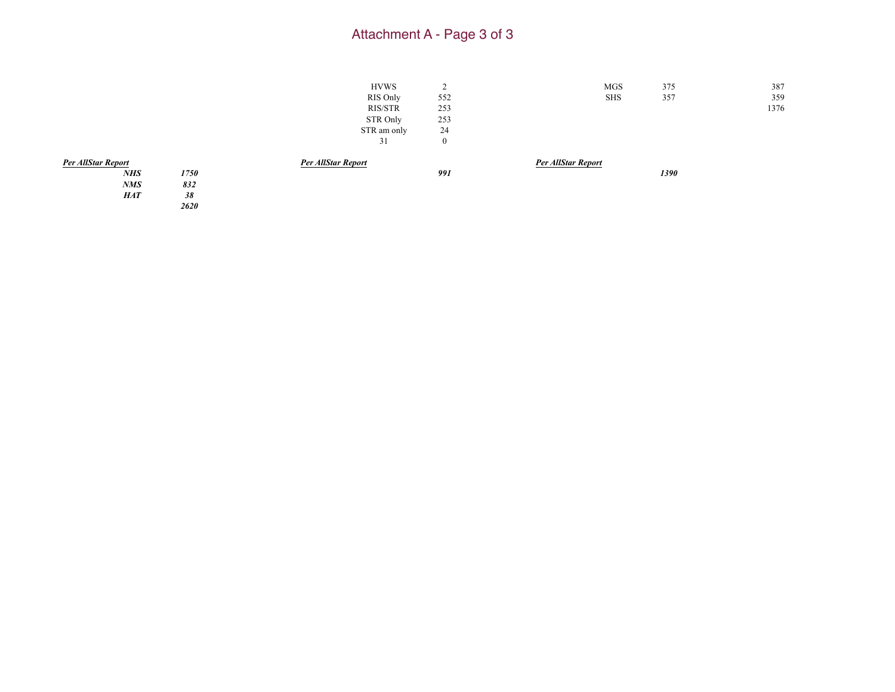# Attachment A - Page 3 of 3

| | |
|---|---|
| HVWS | 2 |
| RIS Only | 552 |
| RIS/STR | 253 |
| STR Only | 253 |
| STR am only | 24 |
| 31 | 0 |

| | | |
|---|---|---|
| MGS | 375 | 387 |
| SHS | 357 | 359 |
| | | 1376 |

***Per AllStar Report***

| | |
|---|---|
| ***NHS*** | ***1750*** |
| ***NMS*** | ***832*** |
| ***HAT*** | ***38*** |
| | ***2620*** |

***Per AllStar Report***

***991***

***Per AllStar Report***

***1390***